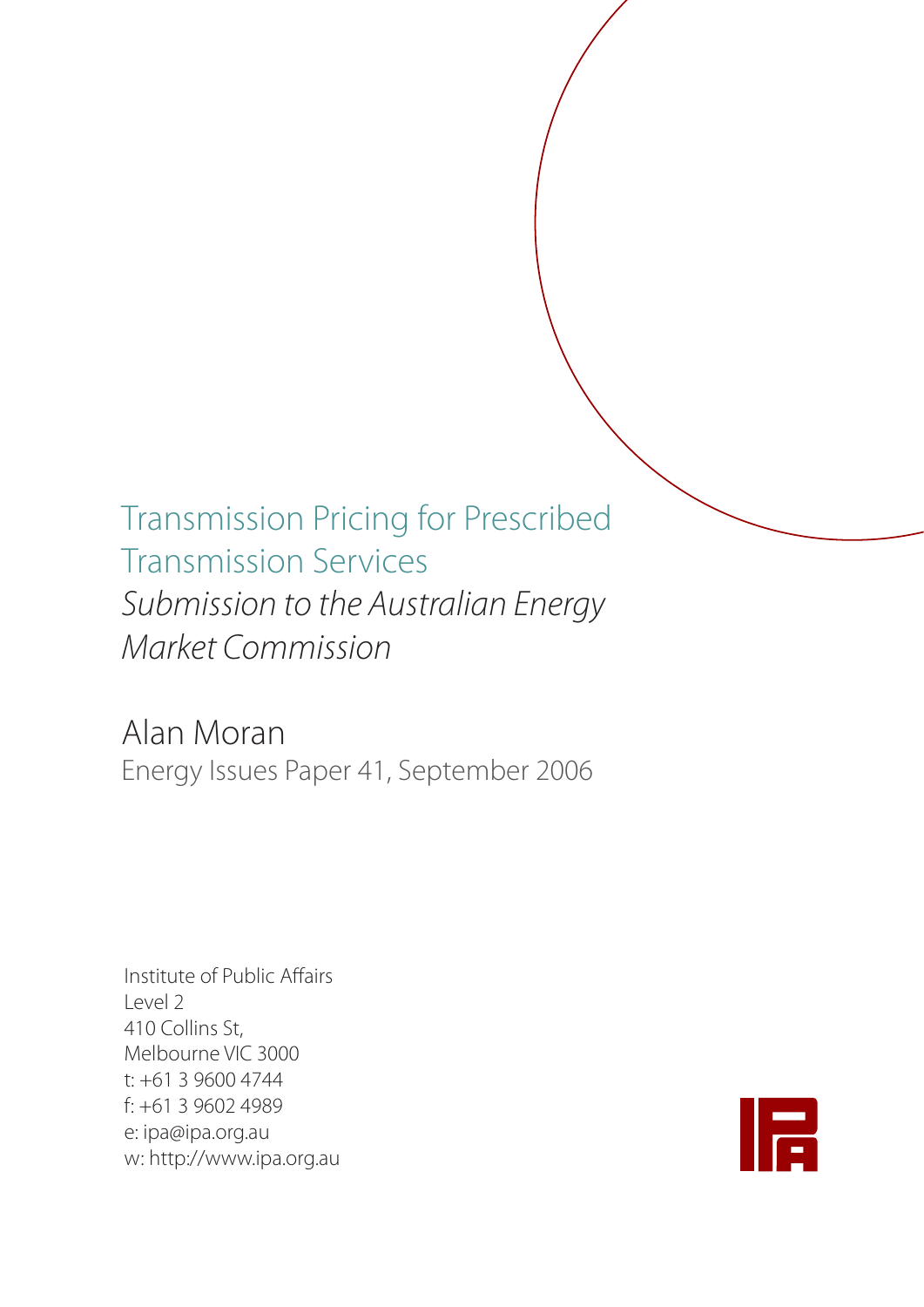# Transmission Pricing for Prescribed Transmission Services

*Submission to the Australian Energy Market Commission*

Alan Moran

Energy Issues Paper 41, September 2006

Institute of Public Affairs
Level 2
410 Collins St,
Melbourne VIC 3000
t: +61 3 9600 4744
f: +61 3 9602 4989
e: ipa@ipa.org.au
w: http://www.ipa.org.au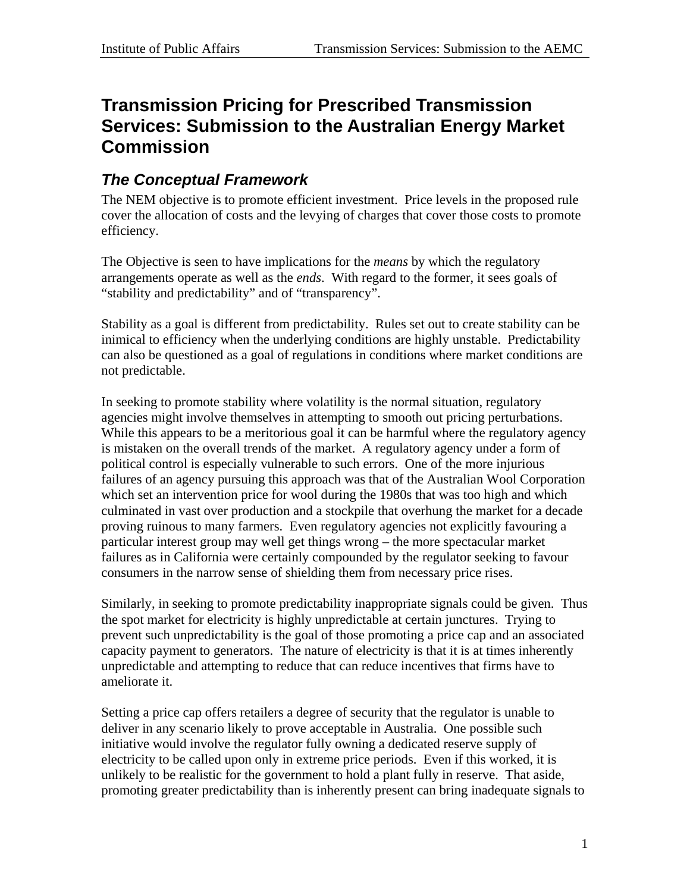# Transmission Pricing for Prescribed Transmission Services: Submission to the Australian Energy Market Commission

## *The Conceptual Framework*

The NEM objective is to promote efficient investment. Price levels in the proposed rule cover the allocation of costs and the levying of charges that cover those costs to promote efficiency.

The Objective is seen to have implications for the *means* by which the regulatory arrangements operate as well as the *ends*. With regard to the former, it sees goals of "stability and predictability" and of "transparency".

Stability as a goal is different from predictability. Rules set out to create stability can be inimical to efficiency when the underlying conditions are highly unstable. Predictability can also be questioned as a goal of regulations in conditions where market conditions are not predictable.

In seeking to promote stability where volatility is the normal situation, regulatory agencies might involve themselves in attempting to smooth out pricing perturbations. While this appears to be a meritorious goal it can be harmful where the regulatory agency is mistaken on the overall trends of the market. A regulatory agency under a form of political control is especially vulnerable to such errors. One of the more injurious failures of an agency pursuing this approach was that of the Australian Wool Corporation which set an intervention price for wool during the 1980s that was too high and which culminated in vast over production and a stockpile that overhung the market for a decade proving ruinous to many farmers. Even regulatory agencies not explicitly favouring a particular interest group may well get things wrong – the more spectacular market failures as in California were certainly compounded by the regulator seeking to favour consumers in the narrow sense of shielding them from necessary price rises.

Similarly, in seeking to promote predictability inappropriate signals could be given. Thus the spot market for electricity is highly unpredictable at certain junctures. Trying to prevent such unpredictability is the goal of those promoting a price cap and an associated capacity payment to generators. The nature of electricity is that it is at times inherently unpredictable and attempting to reduce that can reduce incentives that firms have to ameliorate it.

Setting a price cap offers retailers a degree of security that the regulator is unable to deliver in any scenario likely to prove acceptable in Australia. One possible such initiative would involve the regulator fully owning a dedicated reserve supply of electricity to be called upon only in extreme price periods. Even if this worked, it is unlikely to be realistic for the government to hold a plant fully in reserve. That aside, promoting greater predictability than is inherently present can bring inadequate signals to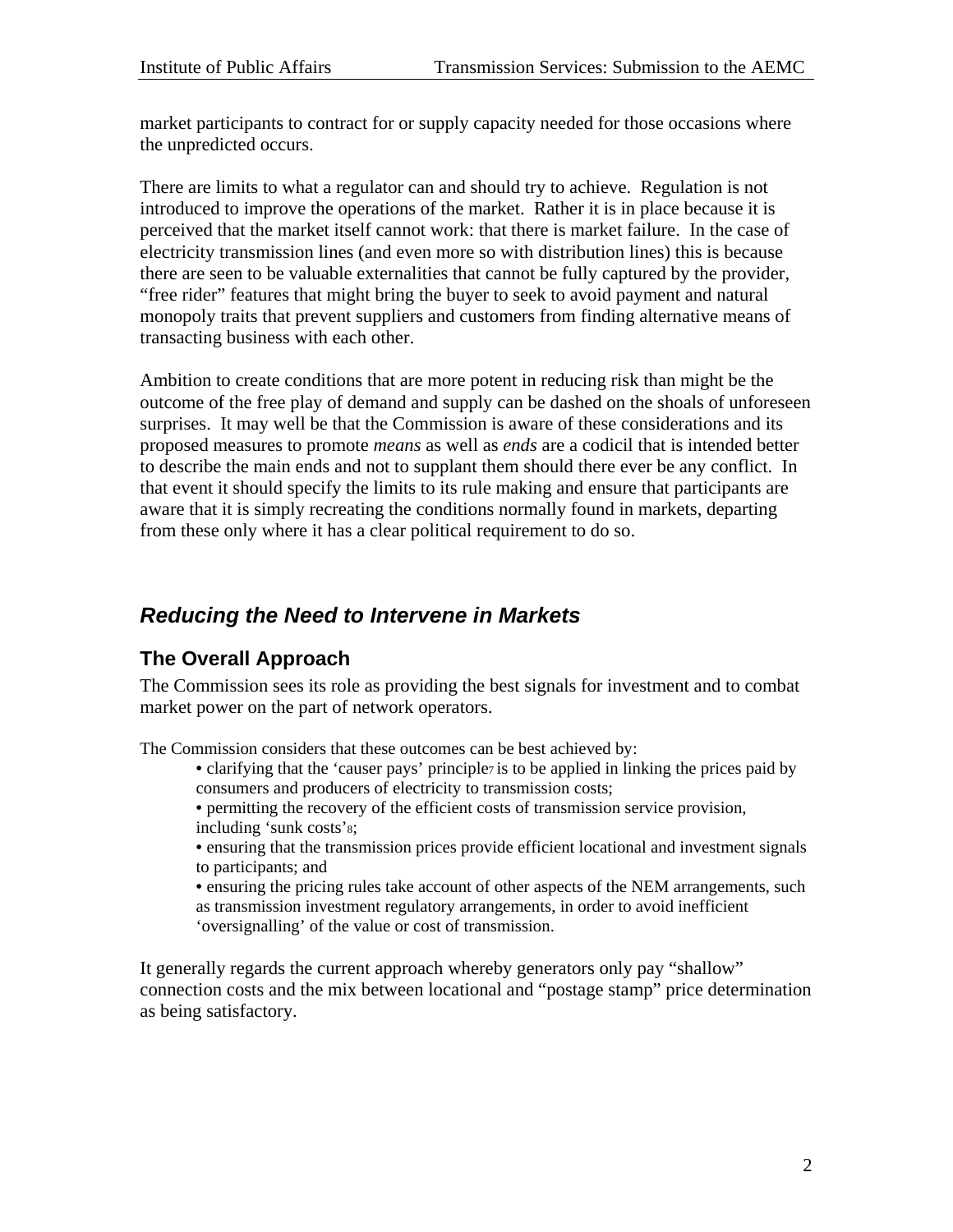market participants to contract for or supply capacity needed for those occasions where the unpredicted occurs.

There are limits to what a regulator can and should try to achieve. Regulation is not introduced to improve the operations of the market. Rather it is in place because it is perceived that the market itself cannot work: that there is market failure. In the case of electricity transmission lines (and even more so with distribution lines) this is because there are seen to be valuable externalities that cannot be fully captured by the provider, "free rider" features that might bring the buyer to seek to avoid payment and natural monopoly traits that prevent suppliers and customers from finding alternative means of transacting business with each other.

Ambition to create conditions that are more potent in reducing risk than might be the outcome of the free play of demand and supply can be dashed on the shoals of unforeseen surprises. It may well be that the Commission is aware of these considerations and its proposed measures to promote *means* as well as *ends* are a codicil that is intended better to describe the main ends and not to supplant them should there ever be any conflict. In that event it should specify the limits to its rule making and ensure that participants are aware that it is simply recreating the conditions normally found in markets, departing from these only where it has a clear political requirement to do so.

## *Reducing the Need to Intervene in Markets*

### The Overall Approach

The Commission sees its role as providing the best signals for investment and to combat market power on the part of network operators.

The Commission considers that these outcomes can be best achieved by:

- clarifying that the 'causer pays' principle[7] is to be applied in linking the prices paid by consumers and producers of electricity to transmission costs;
- permitting the recovery of the efficient costs of transmission service provision, including 'sunk costs'[8];
- ensuring that the transmission prices provide efficient locational and investment signals to participants; and
- ensuring the pricing rules take account of other aspects of the NEM arrangements, such as transmission investment regulatory arrangements, in order to avoid inefficient 'oversignalling' of the value or cost of transmission.

It generally regards the current approach whereby generators only pay "shallow" connection costs and the mix between locational and "postage stamp" price determination as being satisfactory.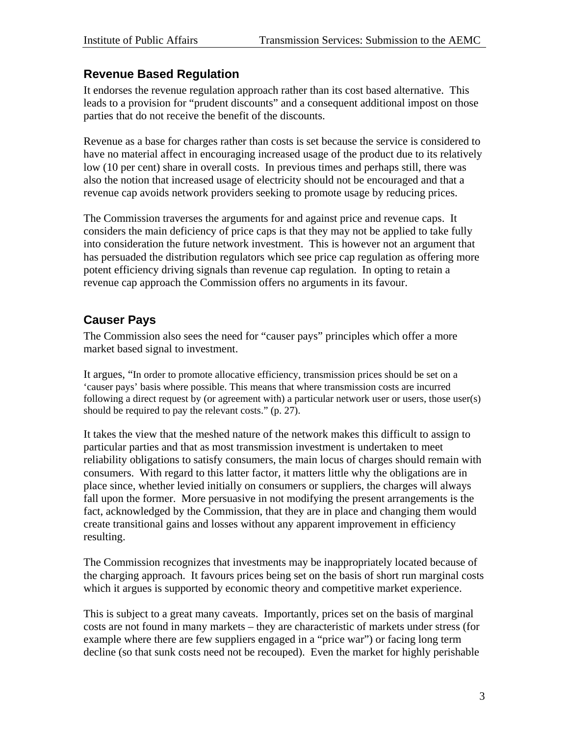## Revenue Based Regulation

It endorses the revenue regulation approach rather than its cost based alternative. This leads to a provision for "prudent discounts" and a consequent additional impost on those parties that do not receive the benefit of the discounts.

Revenue as a base for charges rather than costs is set because the service is considered to have no material affect in encouraging increased usage of the product due to its relatively low (10 per cent) share in overall costs. In previous times and perhaps still, there was also the notion that increased usage of electricity should not be encouraged and that a revenue cap avoids network providers seeking to promote usage by reducing prices.

The Commission traverses the arguments for and against price and revenue caps. It considers the main deficiency of price caps is that they may not be applied to take fully into consideration the future network investment. This is however not an argument that has persuaded the distribution regulators which see price cap regulation as offering more potent efficiency driving signals than revenue cap regulation. In opting to retain a revenue cap approach the Commission offers no arguments in its favour.

## Causer Pays

The Commission also sees the need for "causer pays" principles which offer a more market based signal to investment.

It argues, "In order to promote allocative efficiency, transmission prices should be set on a 'causer pays' basis where possible. This means that where transmission costs are incurred following a direct request by (or agreement with) a particular network user or users, those user(s) should be required to pay the relevant costs." (p. 27).

It takes the view that the meshed nature of the network makes this difficult to assign to particular parties and that as most transmission investment is undertaken to meet reliability obligations to satisfy consumers, the main locus of charges should remain with consumers. With regard to this latter factor, it matters little why the obligations are in place since, whether levied initially on consumers or suppliers, the charges will always fall upon the former. More persuasive in not modifying the present arrangements is the fact, acknowledged by the Commission, that they are in place and changing them would create transitional gains and losses without any apparent improvement in efficiency resulting.

The Commission recognizes that investments may be inappropriately located because of the charging approach. It favours prices being set on the basis of short run marginal costs which it argues is supported by economic theory and competitive market experience.

This is subject to a great many caveats. Importantly, prices set on the basis of marginal costs are not found in many markets – they are characteristic of markets under stress (for example where there are few suppliers engaged in a "price war") or facing long term decline (so that sunk costs need not be recouped). Even the market for highly perishable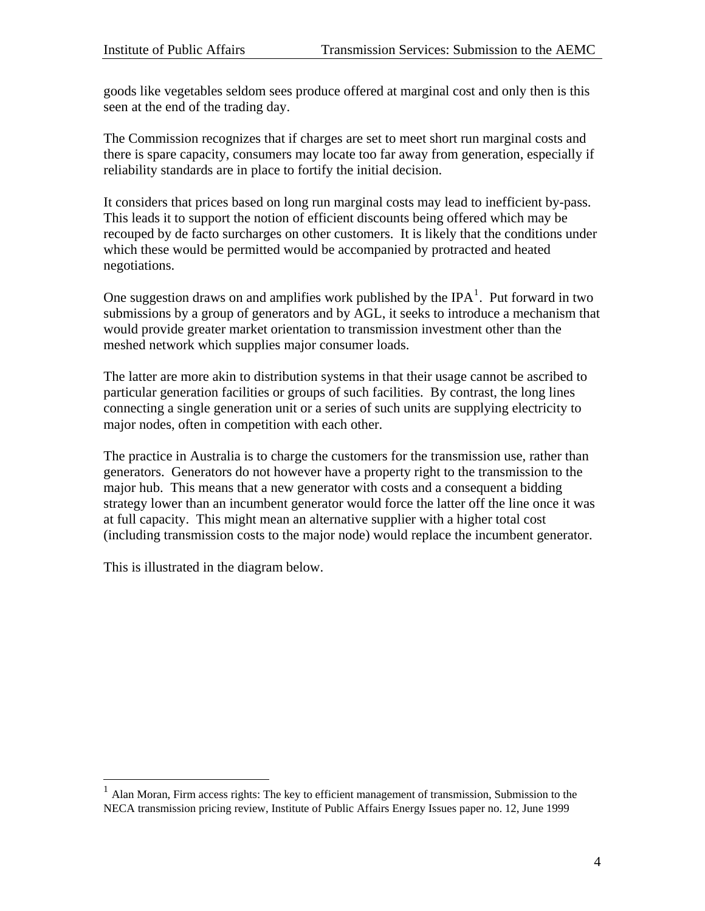goods like vegetables seldom sees produce offered at marginal cost and only then is this seen at the end of the trading day.

The Commission recognizes that if charges are set to meet short run marginal costs and there is spare capacity, consumers may locate too far away from generation, especially if reliability standards are in place to fortify the initial decision.

It considers that prices based on long run marginal costs may lead to inefficient by-pass. This leads it to support the notion of efficient discounts being offered which may be recouped by de facto surcharges on other customers. It is likely that the conditions under which these would be permitted would be accompanied by protracted and heated negotiations.

One suggestion draws on and amplifies work published by the IPA[1]. Put forward in two submissions by a group of generators and by AGL, it seeks to introduce a mechanism that would provide greater market orientation to transmission investment other than the meshed network which supplies major consumer loads.

The latter are more akin to distribution systems in that their usage cannot be ascribed to particular generation facilities or groups of such facilities. By contrast, the long lines connecting a single generation unit or a series of such units are supplying electricity to major nodes, often in competition with each other.

The practice in Australia is to charge the customers for the transmission use, rather than generators. Generators do not however have a property right to the transmission to the major hub. This means that a new generator with costs and a consequent a bidding strategy lower than an incumbent generator would force the latter off the line once it was at full capacity. This might mean an alternative supplier with a higher total cost (including transmission costs to the major node) would replace the incumbent generator.

This is illustrated in the diagram below.

[1] Alan Moran, Firm access rights: The key to efficient management of transmission, Submission to the NECA transmission pricing review, Institute of Public Affairs Energy Issues paper no. 12, June 1999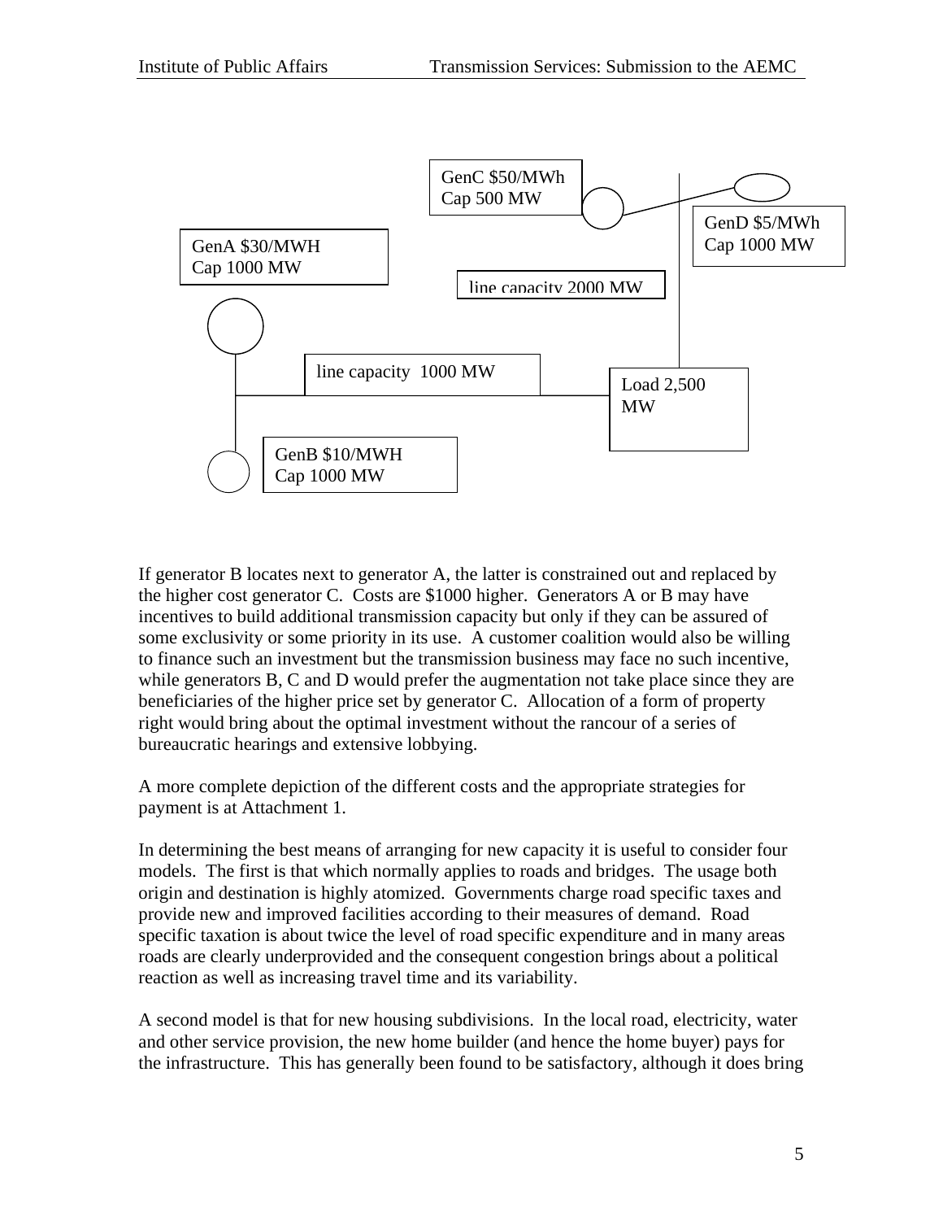GenC $50/MWh
Cap 500 MW

GenD $5/MWh
Cap 1000 MW

GenA $30/MWH
Cap 1000 MW

line capacity 2000 MW

line capacity 1000 MW

Load 2,500 MW

GenB $10/MWH
Cap 1000 MW

If generator B locates next to generator A, the latter is constrained out and replaced by the higher cost generator C. Costs are $1000 higher. Generators A or B may have incentives to build additional transmission capacity but only if they can be assured of some exclusivity or some priority in its use. A customer coalition would also be willing to finance such an investment but the transmission business may face no such incentive, while generators B, C and D would prefer the augmentation not take place since they are beneficiaries of the higher price set by generator C. Allocation of a form of property right would bring about the optimal investment without the rancour of a series of bureaucratic hearings and extensive lobbying.

A more complete depiction of the different costs and the appropriate strategies for payment is at Attachment 1.

In determining the best means of arranging for new capacity it is useful to consider four models. The first is that which normally applies to roads and bridges. The usage both origin and destination is highly atomized. Governments charge road specific taxes and provide new and improved facilities according to their measures of demand. Road specific taxation is about twice the level of road specific expenditure and in many areas roads are clearly underprovided and the consequent congestion brings about a political reaction as well as increasing travel time and its variability.

A second model is that for new housing subdivisions. In the local road, electricity, water and other service provision, the new home builder (and hence the home buyer) pays for the infrastructure. This has generally been found to be satisfactory, although it does bring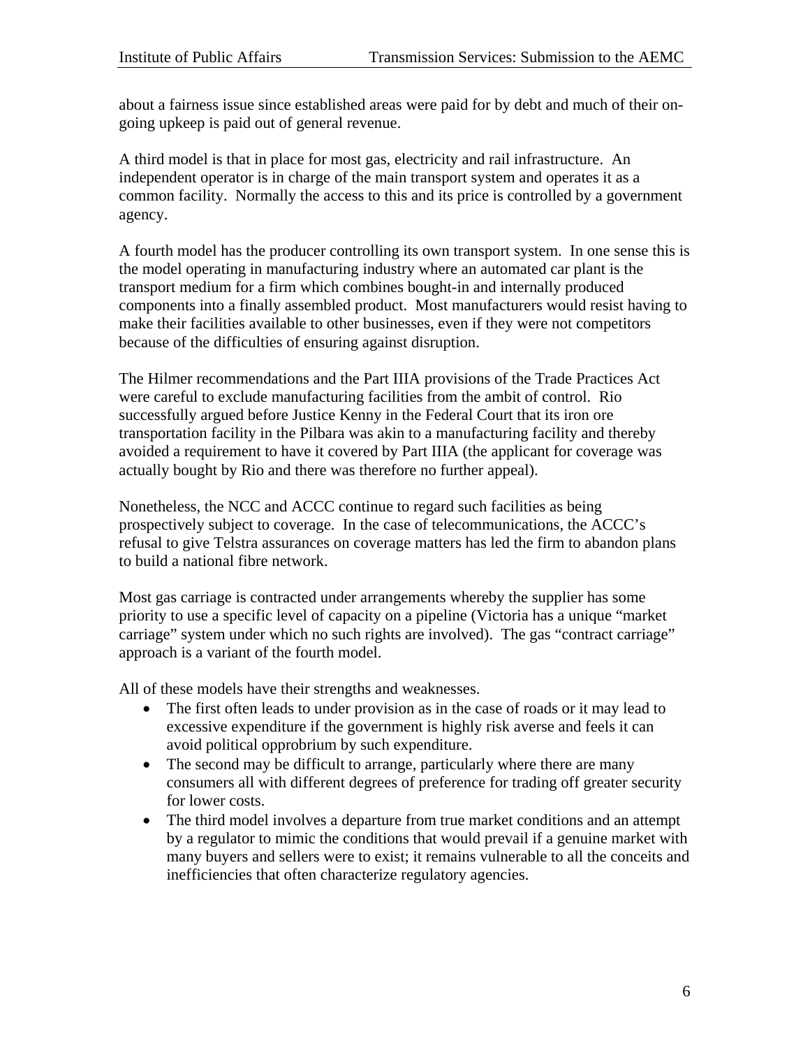about a fairness issue since established areas were paid for by debt and much of their on-going upkeep is paid out of general revenue.

A third model is that in place for most gas, electricity and rail infrastructure. An independent operator is in charge of the main transport system and operates it as a common facility. Normally the access to this and its price is controlled by a government agency.

A fourth model has the producer controlling its own transport system. In one sense this is the model operating in manufacturing industry where an automated car plant is the transport medium for a firm which combines bought-in and internally produced components into a finally assembled product. Most manufacturers would resist having to make their facilities available to other businesses, even if they were not competitors because of the difficulties of ensuring against disruption.

The Hilmer recommendations and the Part IIIA provisions of the Trade Practices Act were careful to exclude manufacturing facilities from the ambit of control. Rio successfully argued before Justice Kenny in the Federal Court that its iron ore transportation facility in the Pilbara was akin to a manufacturing facility and thereby avoided a requirement to have it covered by Part IIIA (the applicant for coverage was actually bought by Rio and there was therefore no further appeal).

Nonetheless, the NCC and ACCC continue to regard such facilities as being prospectively subject to coverage. In the case of telecommunications, the ACCC's refusal to give Telstra assurances on coverage matters has led the firm to abandon plans to build a national fibre network.

Most gas carriage is contracted under arrangements whereby the supplier has some priority to use a specific level of capacity on a pipeline (Victoria has a unique "market carriage" system under which no such rights are involved). The gas "contract carriage" approach is a variant of the fourth model.

All of these models have their strengths and weaknesses.

- The first often leads to under provision as in the case of roads or it may lead to excessive expenditure if the government is highly risk averse and feels it can avoid political opprobrium by such expenditure.
- The second may be difficult to arrange, particularly where there are many consumers all with different degrees of preference for trading off greater security for lower costs.
- The third model involves a departure from true market conditions and an attempt by a regulator to mimic the conditions that would prevail if a genuine market with many buyers and sellers were to exist; it remains vulnerable to all the conceits and inefficiencies that often characterize regulatory agencies.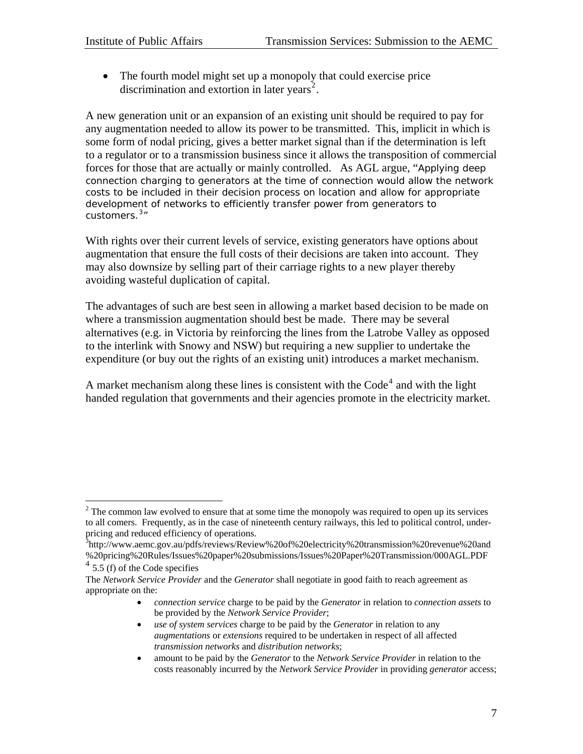- The fourth model might set up a monopoly that could exercise price discrimination and extortion in later years[2].

A new generation unit or an expansion of an existing unit should be required to pay for any augmentation needed to allow its power to be transmitted. This, implicit in which is some form of nodal pricing, gives a better market signal than if the determination is left to a regulator or to a transmission business since it allows the transposition of commercial forces for those that are actually or mainly controlled. As AGL argue, "Applying deep connection charging to generators at the time of connection would allow the network costs to be included in their decision process on location and allow for appropriate development of networks to efficiently transfer power from generators to customers.[3]"

With rights over their current levels of service, existing generators have options about augmentation that ensure the full costs of their decisions are taken into account. They may also downsize by selling part of their carriage rights to a new player thereby avoiding wasteful duplication of capital.

The advantages of such are best seen in allowing a market based decision to be made on where a transmission augmentation should best be made. There may be several alternatives (e.g. in Victoria by reinforcing the lines from the Latrobe Valley as opposed to the interlink with Snowy and NSW) but requiring a new supplier to undertake the expenditure (or buy out the rights of an existing unit) introduces a market mechanism.

A market mechanism along these lines is consistent with the Code[4] and with the light handed regulation that governments and their agencies promote in the electricity market.

---

[2] The common law evolved to ensure that at some time the monopoly was required to open up its services to all comers. Frequently, as in the case of nineteenth century railways, this led to political control, under-pricing and reduced efficiency of operations.

[3] http://www.aemc.gov.au/pdfs/reviews/Review%20of%20electricity%20transmission%20revenue%20and%20pricing%20Rules/Issues%20paper%20submissions/Issues%20Paper%20Transmission/000AGL.PDF

[4] 5.5 (f) of the Code specifies

The *Network Service Provider* and the *Generator* shall negotiate in good faith to reach agreement as appropriate on the:

- *connection service* charge to be paid by the *Generator* in relation to *connection assets* to be provided by the *Network Service Provider*;
- *use of system services* charge to be paid by the *Generator* in relation to any *augmentations* or *extensions* required to be undertaken in respect of all affected *transmission networks* and *distribution networks*;
- amount to be paid by the *Generator* to the *Network Service Provider* in relation to the costs reasonably incurred by the *Network Service Provider* in providing *generator* access;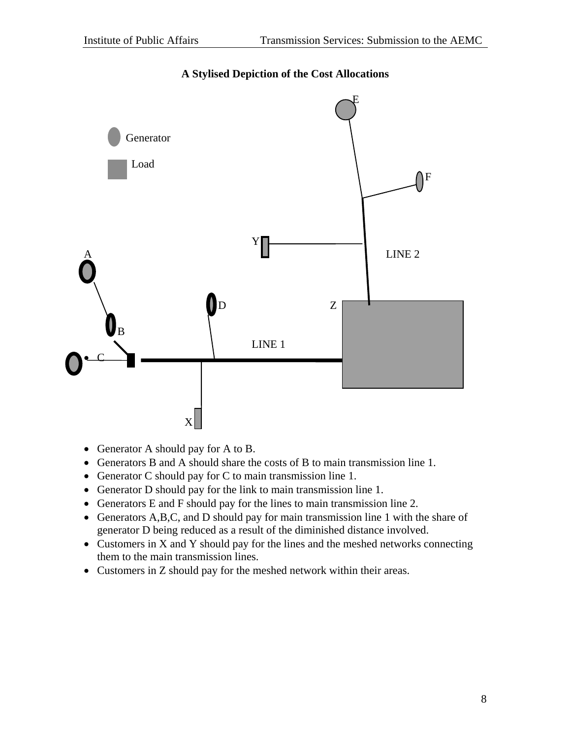**A Stylised Depiction of the Cost Allocations**

Generator

Load

E

F

Y

LINE 2

A

D

Z

B

LINE 1

C

X

- Generator A should pay for A to B.
- Generators B and A should share the costs of B to main transmission line 1.
- Generator C should pay for C to main transmission line 1.
- Generator D should pay for the link to main transmission line 1.
- Generators E and F should pay for the lines to main transmission line 2.
- Generators A,B,C, and D should pay for main transmission line 1 with the share of generator D being reduced as a result of the diminished distance involved.
- Customers in X and Y should pay for the lines and the meshed networks connecting them to the main transmission lines.
- Customers in Z should pay for the meshed network within their areas.